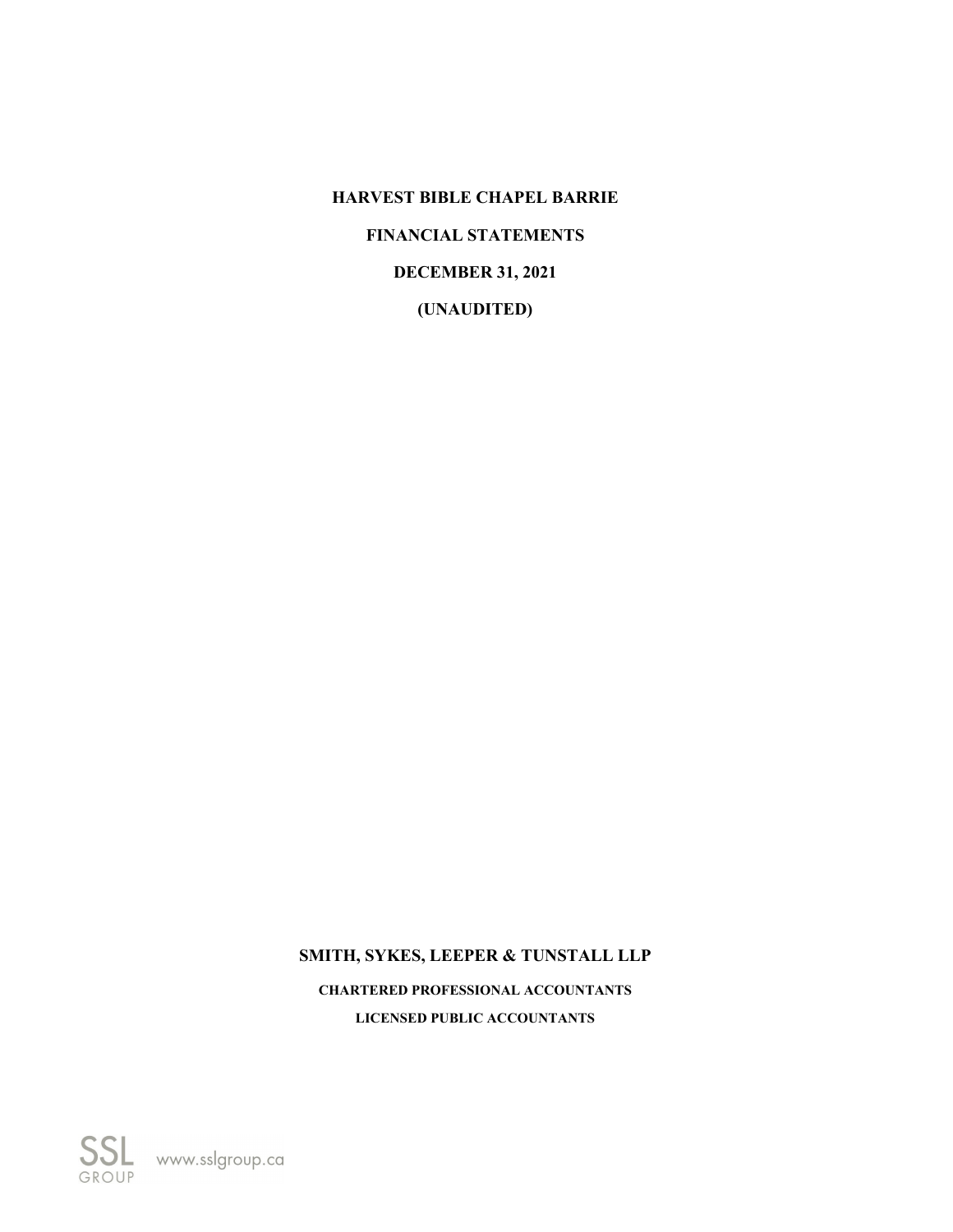# HARVEST BIBLE CHAPEL BARRIE

**FINANCIAL STATEMENTS**

**DECEMBER 31, 2021**

**(UNAUDITED)**

**SMITH, SYKES, LEEPER & TUNSTALL LLP**

**CHARTERED PROFESSIONAL ACCOUNTANTS**

**LICENSED PUBLIC ACCOUNTANTS**

SSL GROUP www.sslgroup.ca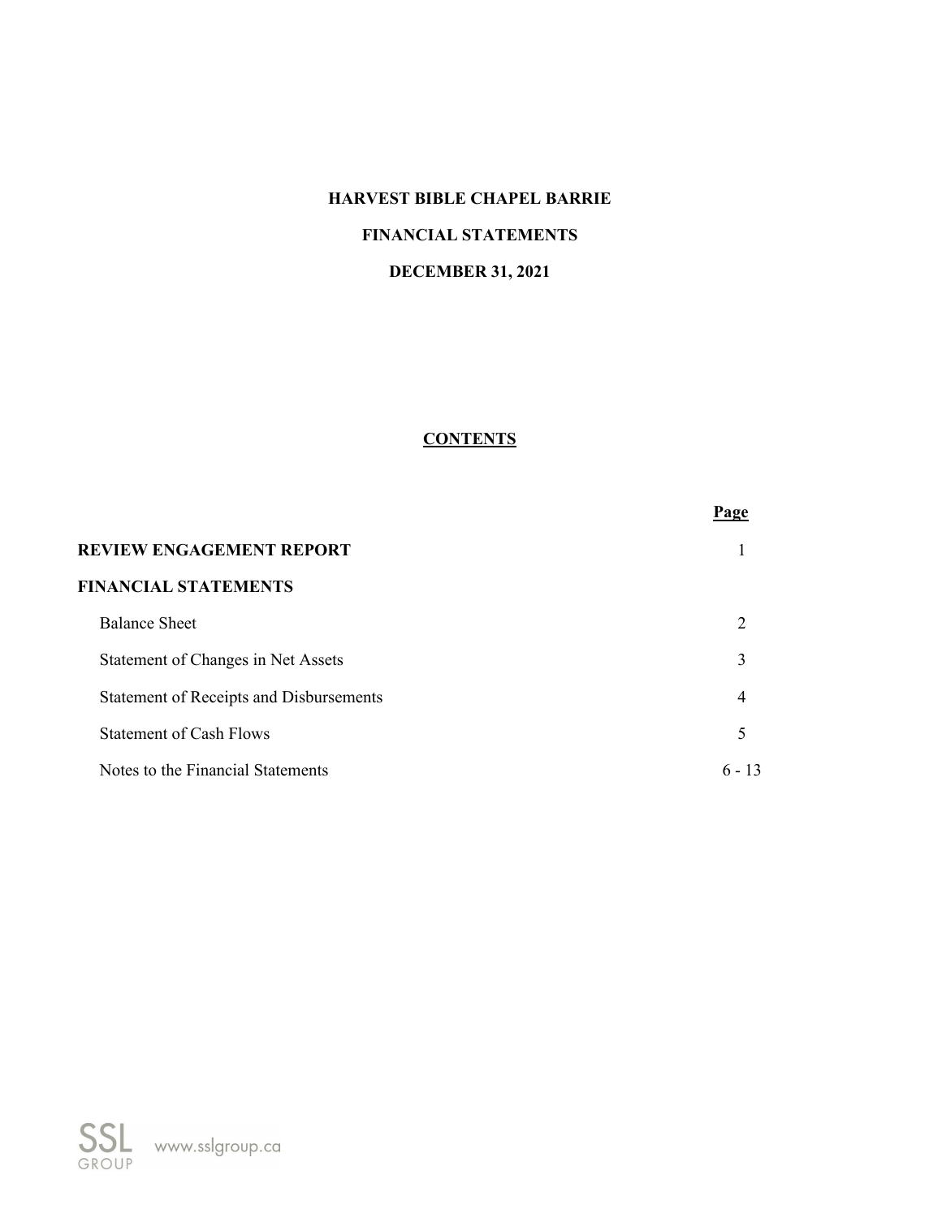# HARVEST BIBLE CHAPEL BARRIE

## FINANCIAL STATEMENTS

## DECEMBER 31, 2021

**CONTENTS**

| | **Page** |
|---|---|
| **REVIEW ENGAGEMENT REPORT** | 1 |
| **FINANCIAL STATEMENTS** | |
| Balance Sheet | 2 |
| Statement of Changes in Net Assets | 3 |
| Statement of Receipts and Disbursements | 4 |
| Statement of Cash Flows | 5 |
| Notes to the Financial Statements | 6 - 13 |

SSL GROUP www.sslgroup.ca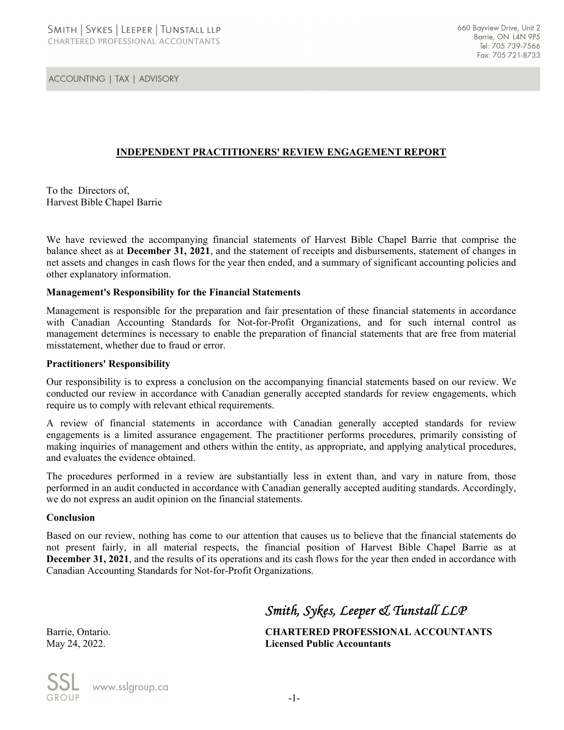Smith | Sykes | Leeper | Tunstall LLP
CHARTERED PROFESSIONAL ACCOUNTANTS

660 Bayview Drive, Unit 2
Barrie, ON L4N 9P5
Tel: 705 739-7566
Fax: 705 721-8733

ACCOUNTING | TAX | ADVISORY

## INDEPENDENT PRACTITIONERS' REVIEW ENGAGEMENT REPORT

To the Directors of,
Harvest Bible Chapel Barrie

We have reviewed the accompanying financial statements of Harvest Bible Chapel Barrie that comprise the balance sheet as at **December 31, 2021**, and the statement of receipts and disbursements, statement of changes in net assets and changes in cash flows for the year then ended, and a summary of significant accounting policies and other explanatory information.

**Management's Responsibility for the Financial Statements**

Management is responsible for the preparation and fair presentation of these financial statements in accordance with Canadian Accounting Standards for Not-for-Profit Organizations, and for such internal control as management determines is necessary to enable the preparation of financial statements that are free from material misstatement, whether due to fraud or error.

**Practitioners' Responsibility**

Our responsibility is to express a conclusion on the accompanying financial statements based on our review. We conducted our review in accordance with Canadian generally accepted standards for review engagements, which require us to comply with relevant ethical requirements.

A review of financial statements in accordance with Canadian generally accepted standards for review engagements is a limited assurance engagement. The practitioner performs procedures, primarily consisting of making inquiries of management and others within the entity, as appropriate, and applying analytical procedures, and evaluates the evidence obtained.

The procedures performed in a review are substantially less in extent than, and vary in nature from, those performed in an audit conducted in accordance with Canadian generally accepted auditing standards. Accordingly, we do not express an audit opinion on the financial statements.

**Conclusion**

Based on our review, nothing has come to our attention that causes us to believe that the financial statements do not present fairly, in all material respects, the financial position of Harvest Bible Chapel Barrie as at **December 31, 2021**, and the results of its operations and its cash flows for the year then ended in accordance with Canadian Accounting Standards for Not-for-Profit Organizations.

*Smith, Sykes, Leeper & Tunstall LLP*

Barrie, Ontario.
May 24, 2022.

**CHARTERED PROFESSIONAL ACCOUNTANTS**
**Licensed Public Accountants**

SSL GROUP www.sslgroup.ca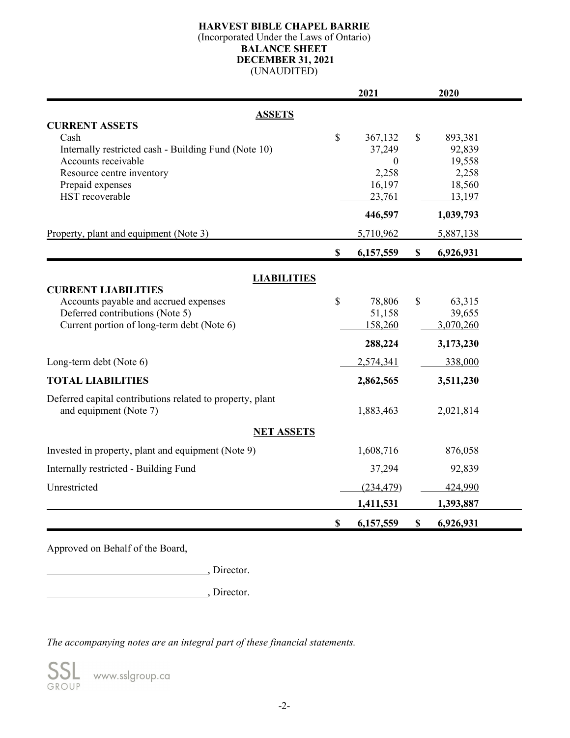**HARVEST BIBLE CHAPEL BARRIE**
(Incorporated Under the Laws of Ontario)
**BALANCE SHEET**
**DECEMBER 31, 2021**
(UNAUDITED)

| | 2021 | 2020 |
|---|---|---|
| **ASSETS** | | |
| **CURRENT ASSETS** | | |
| Cash | $ 367,132 | $ 893,381 |
| Internally restricted cash - Building Fund (Note 10) | 37,249 | 92,839 |
| Accounts receivable | 0 | 19,558 |
| Resource centre inventory | 2,258 | 2,258 |
| Prepaid expenses | 16,197 | 18,560 |
| HST recoverable | 23,761 | 13,197 |
| | **446,597** | **1,039,793** |
| Property, plant and equipment (Note 3) | 5,710,962 | 5,887,138 |
| | **$ 6,157,559** | **$ 6,926,931** |
| **LIABILITIES** | | |
| **CURRENT LIABILITIES** | | |
| Accounts payable and accrued expenses | $ 78,806 | $ 63,315 |
| Deferred contributions (Note 5) | 51,158 | 39,655 |
| Current portion of long-term debt (Note 6) | 158,260 | 3,070,260 |
| | **288,224** | **3,173,230** |
| Long-term debt (Note 6) | 2,574,341 | 338,000 |
| **TOTAL LIABILITIES** | **2,862,565** | **3,511,230** |
| Deferred capital contributions related to property, plant and equipment (Note 7) | 1,883,463 | 2,021,814 |
| **NET ASSETS** | | |
| Invested in property, plant and equipment (Note 9) | 1,608,716 | 876,058 |
| Internally restricted - Building Fund | 37,294 | 92,839 |
| Unrestricted | (234,479) | 424,990 |
| | **1,411,531** | **1,393,887** |
| | **$ 6,157,559** | **$ 6,926,931** |

Approved on Behalf of the Board,

\_\_\_\_\_\_\_\_\_\_\_\_\_\_\_\_\_\_\_\_\_\_\_\_\_\_\_\_\_\_, Director.

\_\_\_\_\_\_\_\_\_\_\_\_\_\_\_\_\_\_\_\_\_\_\_\_\_\_\_\_\_\_, Director.

*The accompanying notes are an integral part of these financial statements.*

SSL GROUP www.sslgroup.ca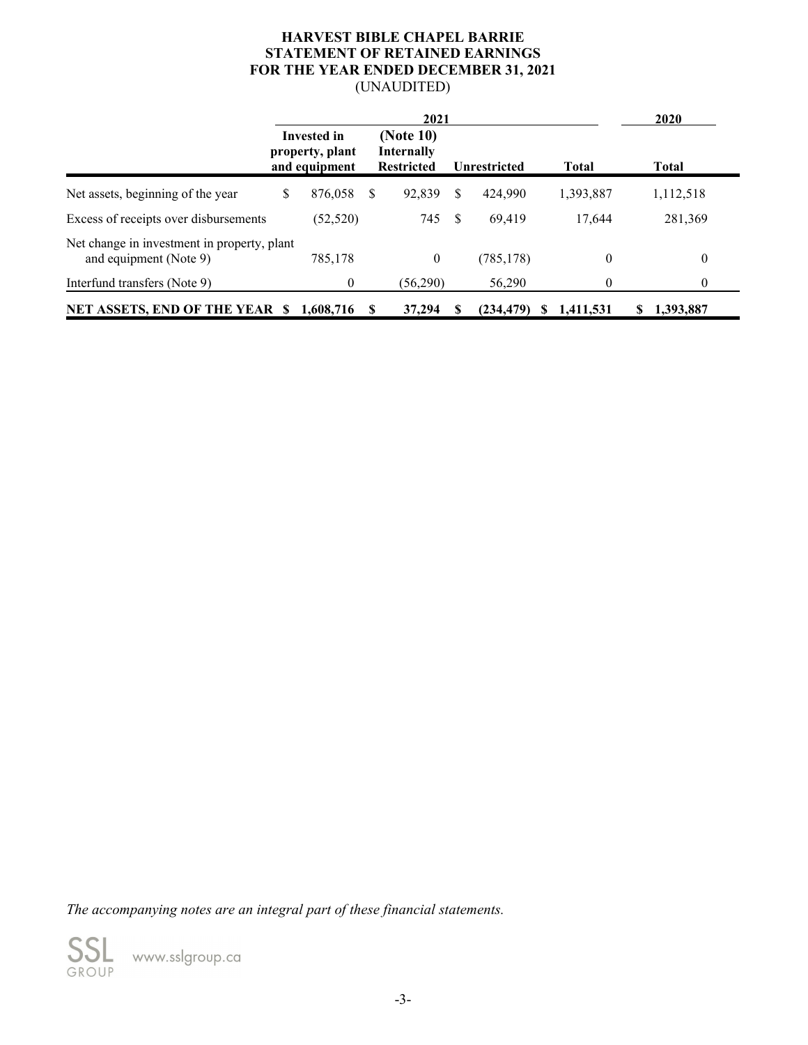# HARVEST BIBLE CHAPEL BARRIE
# STATEMENT OF RETAINED EARNINGS
# FOR THE YEAR ENDED DECEMBER 31, 2021
(UNAUDITED)

| | 2021 | | | | 2020 |
|---|---|---|---|---|---|
| | **Invested in property, plant and equipment** | **(Note 10) Internally Restricted** | **Unrestricted** | **Total** | **Total** |
| Net assets, beginning of the year | $ 876,058 | $ 92,839 | $ 424,990 | 1,393,887 | 1,112,518 |
| Excess of receipts over disbursements | (52,520) | 745 | $ 69,419 | 17,644 | 281,369 |
| Net change in investment in property, plant and equipment (Note 9) | 785,178 | 0 | (785,178) | 0 | 0 |
| Interfund transfers (Note 9) | 0 | (56,290) | 56,290 | 0 | 0 |
| **NET ASSETS, END OF THE YEAR** | **$ 1,608,716** | **$ 37,294** | **$ (234,479)** | **$ 1,411,531** | **$ 1,393,887** |

*The accompanying notes are an integral part of these financial statements.*

SSL GROUP www.sslgroup.ca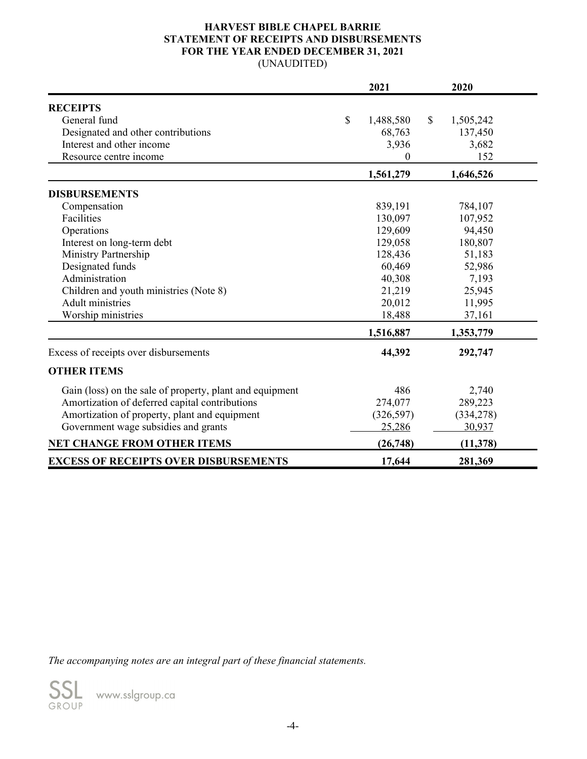# HARVEST BIBLE CHAPEL BARRIE
## STATEMENT OF RECEIPTS AND DISBURSEMENTS
## FOR THE YEAR ENDED DECEMBER 31, 2021
(UNAUDITED)

| | 2021 | 2020 |
|---|---|---|
| **RECEIPTS** | | |
| General fund | $ 1,488,580 | $ 1,505,242 |
| Designated and other contributions | 68,763 | 137,450 |
| Interest and other income | 3,936 | 3,682 |
| Resource centre income | 0 | 152 |
| | **1,561,279** | **1,646,526** |
| **DISBURSEMENTS** | | |
| Compensation | 839,191 | 784,107 |
| Facilities | 130,097 | 107,952 |
| Operations | 129,609 | 94,450 |
| Interest on long-term debt | 129,058 | 180,807 |
| Ministry Partnership | 128,436 | 51,183 |
| Designated funds | 60,469 | 52,986 |
| Administration | 40,308 | 7,193 |
| Children and youth ministries (Note 8) | 21,219 | 25,945 |
| Adult ministries | 20,012 | 11,995 |
| Worship ministries | 18,488 | 37,161 |
| | **1,516,887** | **1,353,779** |
| Excess of receipts over disbursements | **44,392** | **292,747** |
| **OTHER ITEMS** | | |
| Gain (loss) on the sale of property, plant and equipment | 486 | 2,740 |
| Amortization of deferred capital contributions | 274,077 | 289,223 |
| Amortization of property, plant and equipment | (326,597) | (334,278) |
| Government wage subsidies and grants | 25,286 | 30,937 |
| **NET CHANGE FROM OTHER ITEMS** | **(26,748)** | **(11,378)** |
| **EXCESS OF RECEIPTS OVER DISBURSEMENTS** | **17,644** | **281,369** |

*The accompanying notes are an integral part of these financial statements.*

SSL GROUP www.sslgroup.ca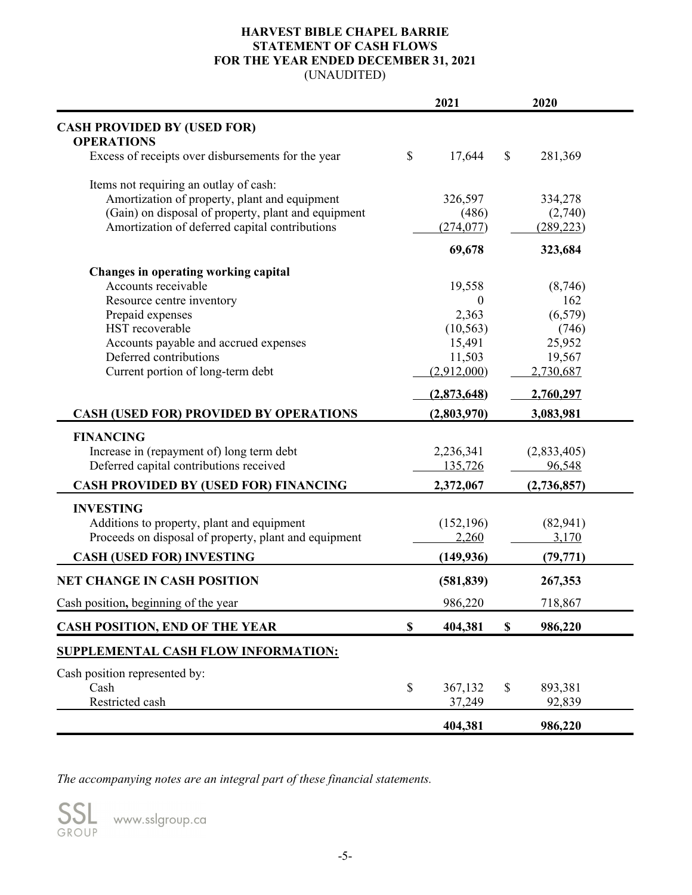# HARVEST BIBLE CHAPEL BARRIE
## STATEMENT OF CASH FLOWS
## FOR THE YEAR ENDED DECEMBER 31, 2021
(UNAUDITED)

| | 2021 | 2020 |
|---|---|---|
| **CASH PROVIDED BY (USED FOR)** | | |
| **OPERATIONS** | | |
| Excess of receipts over disbursements for the year | $ 17,644 | $ 281,369 |
| Items not requiring an outlay of cash: | | |
| Amortization of property, plant and equipment | 326,597 | 334,278 |
| (Gain) on disposal of property, plant and equipment | (486) | (2,740) |
| Amortization of deferred capital contributions | (274,077) | (289,223) |
| | **69,678** | **323,684** |
| **Changes in operating working capital** | | |
| Accounts receivable | 19,558 | (8,746) |
| Resource centre inventory | 0 | 162 |
| Prepaid expenses | 2,363 | (6,579) |
| HST recoverable | (10,563) | (746) |
| Accounts payable and accrued expenses | 15,491 | 25,952 |
| Deferred contributions | 11,503 | 19,567 |
| Current portion of long-term debt | (2,912,000) | 2,730,687 |
| | **(2,873,648)** | **2,760,297** |
| **CASH (USED FOR) PROVIDED BY OPERATIONS** | **(2,803,970)** | **3,083,981** |
| **FINANCING** | | |
| Increase in (repayment of) long term debt | 2,236,341 | (2,833,405) |
| Deferred capital contributions received | 135,726 | 96,548 |
| **CASH PROVIDED BY (USED FOR) FINANCING** | **2,372,067** | **(2,736,857)** |
| **INVESTING** | | |
| Additions to property, plant and equipment | (152,196) | (82,941) |
| Proceeds on disposal of property, plant and equipment | 2,260 | 3,170 |
| **CASH (USED FOR) INVESTING** | **(149,936)** | **(79,771)** |
| **NET CHANGE IN CASH POSITION** | **(581,839)** | **267,353** |
| Cash position, beginning of the year | 986,220 | 718,867 |
| **CASH POSITION, END OF THE YEAR** | **$ 404,381** | **$ 986,220** |

**SUPPLEMENTAL CASH FLOW INFORMATION:**

| | 2021 | 2020 |
|---|---|---|
| Cash position represented by: | | |
| Cash | $ 367,132 | $ 893,381 |
| Restricted cash | 37,249 | 92,839 |
| | **404,381** | **986,220** |

*The accompanying notes are an integral part of these financial statements.*

SSL GROUP www.sslgroup.ca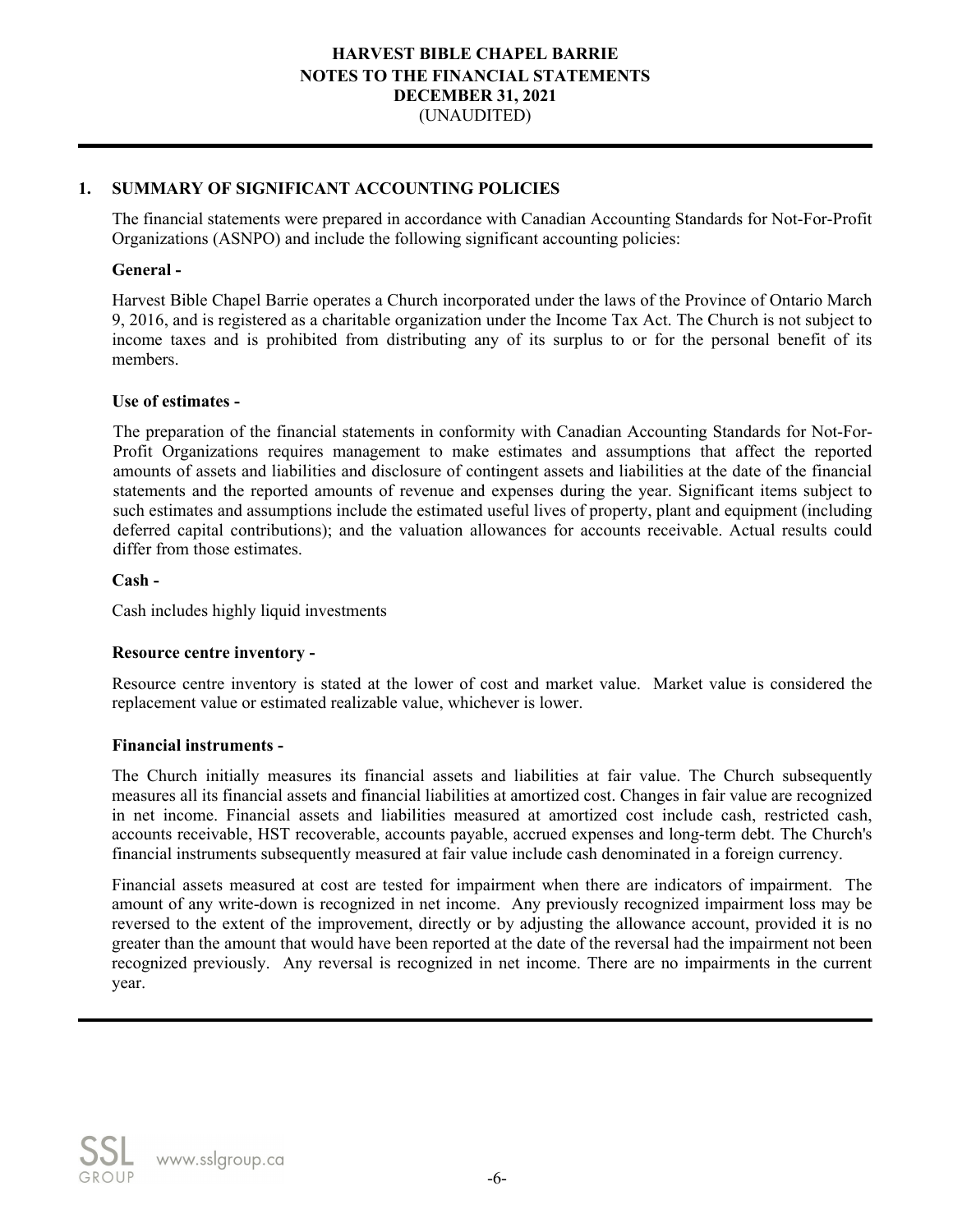# HARVEST BIBLE CHAPEL BARRIE
## NOTES TO THE FINANCIAL STATEMENTS
## DECEMBER 31, 2021
(UNAUDITED)

## 1. SUMMARY OF SIGNIFICANT ACCOUNTING POLICIES

The financial statements were prepared in accordance with Canadian Accounting Standards for Not-For-Profit Organizations (ASNPO) and include the following significant accounting policies:

**General -**

Harvest Bible Chapel Barrie operates a Church incorporated under the laws of the Province of Ontario March 9, 2016, and is registered as a charitable organization under the Income Tax Act. The Church is not subject to income taxes and is prohibited from distributing any of its surplus to or for the personal benefit of its members.

**Use of estimates -**

The preparation of the financial statements in conformity with Canadian Accounting Standards for Not-For-Profit Organizations requires management to make estimates and assumptions that affect the reported amounts of assets and liabilities and disclosure of contingent assets and liabilities at the date of the financial statements and the reported amounts of revenue and expenses during the year. Significant items subject to such estimates and assumptions include the estimated useful lives of property, plant and equipment (including deferred capital contributions); and the valuation allowances for accounts receivable. Actual results could differ from those estimates.

**Cash -**

Cash includes highly liquid investments

**Resource centre inventory -**

Resource centre inventory is stated at the lower of cost and market value. Market value is considered the replacement value or estimated realizable value, whichever is lower.

**Financial instruments -**

The Church initially measures its financial assets and liabilities at fair value. The Church subsequently measures all its financial assets and financial liabilities at amortized cost. Changes in fair value are recognized in net income. Financial assets and liabilities measured at amortized cost include cash, restricted cash, accounts receivable, HST recoverable, accounts payable, accrued expenses and long-term debt. The Church's financial instruments subsequently measured at fair value include cash denominated in a foreign currency.

Financial assets measured at cost are tested for impairment when there are indicators of impairment. The amount of any write-down is recognized in net income. Any previously recognized impairment loss may be reversed to the extent of the improvement, directly or by adjusting the allowance account, provided it is no greater than the amount that would have been reported at the date of the reversal had the impairment not been recognized previously. Any reversal is recognized in net income. There are no impairments in the current year.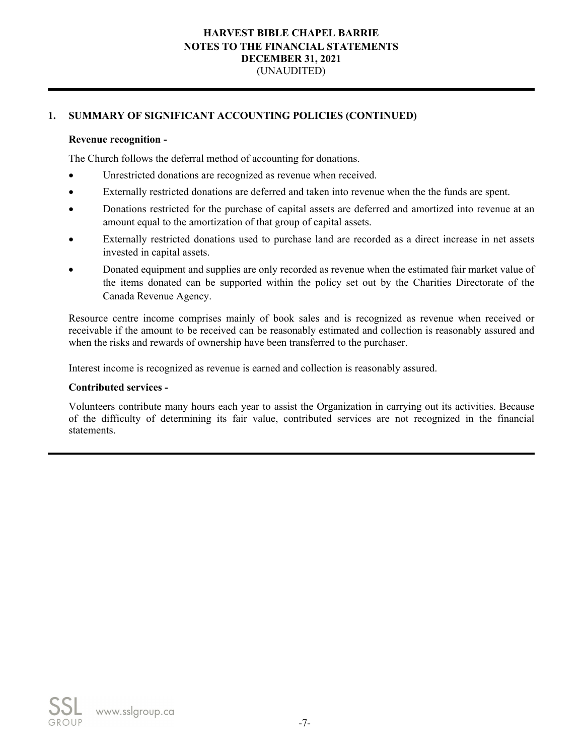## 1. SUMMARY OF SIGNIFICANT ACCOUNTING POLICIES (CONTINUED)

**Revenue recognition -**

The Church follows the deferral method of accounting for donations.

- Unrestricted donations are recognized as revenue when received.
- Externally restricted donations are deferred and taken into revenue when the the funds are spent.
- Donations restricted for the purchase of capital assets are deferred and amortized into revenue at an amount equal to the amortization of that group of capital assets.
- Externally restricted donations used to purchase land are recorded as a direct increase in net assets invested in capital assets.
- Donated equipment and supplies are only recorded as revenue when the estimated fair market value of the items donated can be supported within the policy set out by the Charities Directorate of the Canada Revenue Agency.

Resource centre income comprises mainly of book sales and is recognized as revenue when received or receivable if the amount to be received can be reasonably estimated and collection is reasonably assured and when the risks and rewards of ownership have been transferred to the purchaser.

Interest income is recognized as revenue is earned and collection is reasonably assured.

**Contributed services -**

Volunteers contribute many hours each year to assist the Organization in carrying out its activities. Because of the difficulty of determining its fair value, contributed services are not recognized in the financial statements.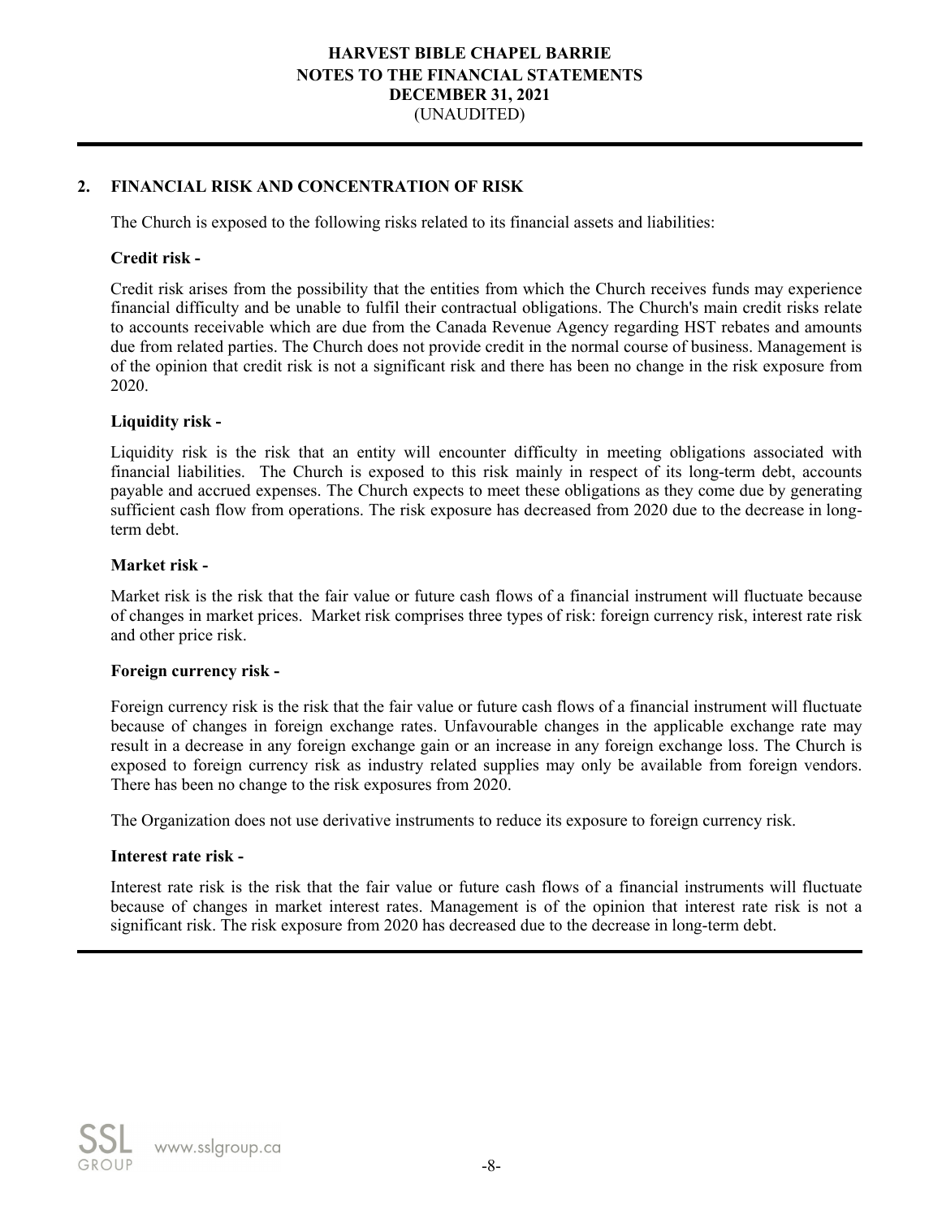## 2. FINANCIAL RISK AND CONCENTRATION OF RISK

The Church is exposed to the following risks related to its financial assets and liabilities:

**Credit risk -**

Credit risk arises from the possibility that the entities from which the Church receives funds may experience financial difficulty and be unable to fulfil their contractual obligations. The Church's main credit risks relate to accounts receivable which are due from the Canada Revenue Agency regarding HST rebates and amounts due from related parties. The Church does not provide credit in the normal course of business. Management is of the opinion that credit risk is not a significant risk and there has been no change in the risk exposure from 2020.

**Liquidity risk -**

Liquidity risk is the risk that an entity will encounter difficulty in meeting obligations associated with financial liabilities. The Church is exposed to this risk mainly in respect of its long-term debt, accounts payable and accrued expenses. The Church expects to meet these obligations as they come due by generating sufficient cash flow from operations. The risk exposure has decreased from 2020 due to the decrease in long-term debt.

**Market risk -**

Market risk is the risk that the fair value or future cash flows of a financial instrument will fluctuate because of changes in market prices. Market risk comprises three types of risk: foreign currency risk, interest rate risk and other price risk.

**Foreign currency risk -**

Foreign currency risk is the risk that the fair value or future cash flows of a financial instrument will fluctuate because of changes in foreign exchange rates. Unfavourable changes in the applicable exchange rate may result in a decrease in any foreign exchange gain or an increase in any foreign exchange loss. The Church is exposed to foreign currency risk as industry related supplies may only be available from foreign vendors. There has been no change to the risk exposures from 2020.

The Organization does not use derivative instruments to reduce its exposure to foreign currency risk.

**Interest rate risk -**

Interest rate risk is the risk that the fair value or future cash flows of a financial instruments will fluctuate because of changes in market interest rates. Management is of the opinion that interest rate risk is not a significant risk. The risk exposure from 2020 has decreased due to the decrease in long-term debt.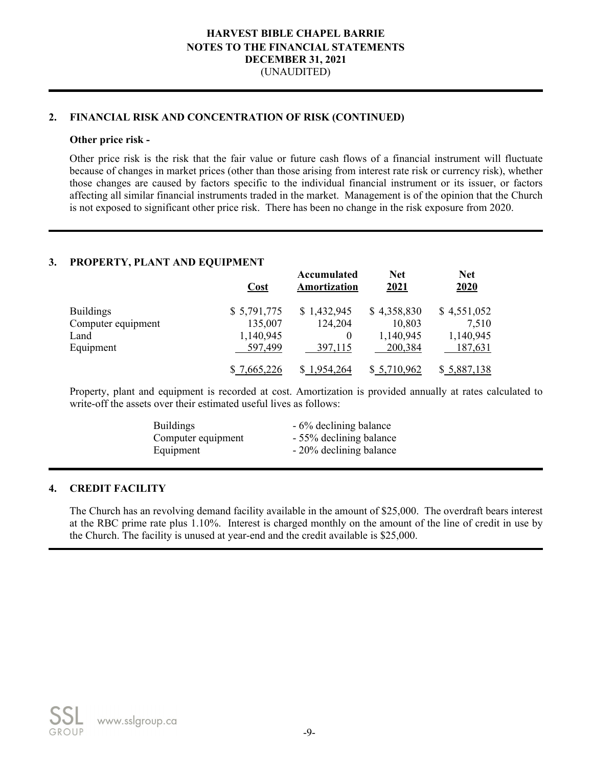## 2. FINANCIAL RISK AND CONCENTRATION OF RISK (CONTINUED)

**Other price risk -**

Other price risk is the risk that the fair value or future cash flows of a financial instrument will fluctuate because of changes in market prices (other than those arising from interest rate risk or currency risk), whether those changes are caused by factors specific to the individual financial instrument or its issuer, or factors affecting all similar financial instruments traded in the market. Management is of the opinion that the Church is not exposed to significant other price risk. There has been no change in the risk exposure from 2020.

## 3. PROPERTY, PLANT AND EQUIPMENT

| | Cost | Accumulated Amortization | Net 2021 | Net 2020 |
|---|---|---|---|---|
| Buildings | $ 5,791,775 | $ 1,432,945 | $ 4,358,830 | $ 4,551,052 |
| Computer equipment | 135,007 | 124,204 | 10,803 | 7,510 |
| Land | 1,140,945 | 0 | 1,140,945 | 1,140,945 |
| Equipment | 597,499 | 397,115 | 200,384 | 187,631 |
| | $ 7,665,226 | $ 1,954,264 | $ 5,710,962 | $ 5,887,138 |

Property, plant and equipment is recorded at cost. Amortization is provided annually at rates calculated to write-off the assets over their estimated useful lives as follows:

| | |
|---|---|
| Buildings | - 6% declining balance |
| Computer equipment | - 55% declining balance |
| Equipment | - 20% declining balance |

## 4. CREDIT FACILITY

The Church has an revolving demand facility available in the amount of $25,000. The overdraft bears interest at the RBC prime rate plus 1.10%. Interest is charged monthly on the amount of the line of credit in use by the Church. The facility is unused at year-end and the credit available is $25,000.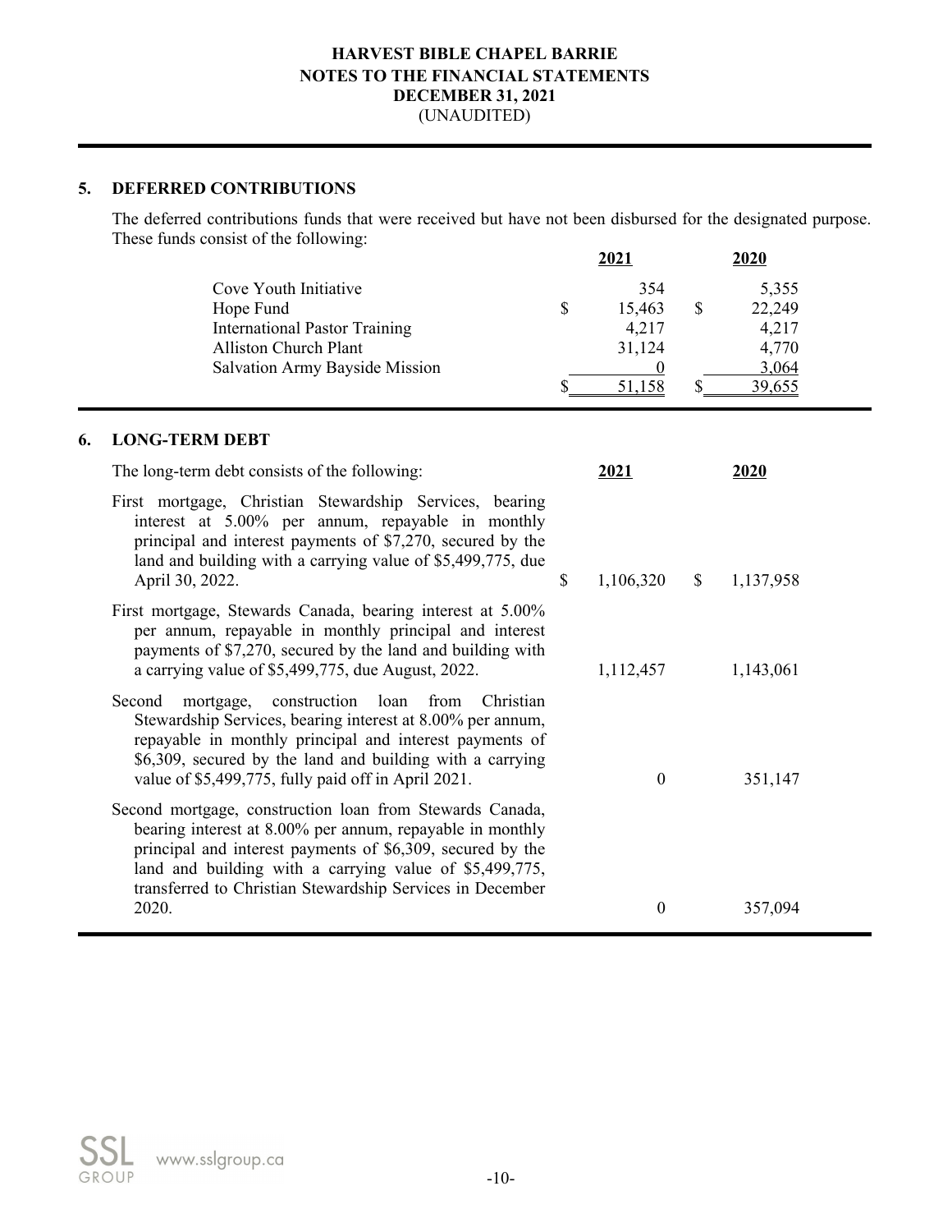## 5. DEFERRED CONTRIBUTIONS

The deferred contributions funds that were received but have not been disbursed for the designated purpose. These funds consist of the following:

| | 2021 | 2020 |
|---|---|---|
| Cove Youth Initiative | 354 | 5,355 |
| Hope Fund | $ 15,463 | $ 22,249 |
| International Pastor Training | 4,217 | 4,217 |
| Alliston Church Plant | 31,124 | 4,770 |
| Salvation Army Bayside Mission | 0 | 3,064 |
| | $ 51,158 | $ 39,655 |

## 6. LONG-TERM DEBT

| The long-term debt consists of the following: | 2021 | 2020 |
|---|---|---|
| First mortgage, Christian Stewardship Services, bearing interest at 5.00% per annum, repayable in monthly principal and interest payments of $7,270, secured by the land and building with a carrying value of $5,499,775, due April 30, 2022. | $ 1,106,320 | $ 1,137,958 |
| First mortgage, Stewards Canada, bearing interest at 5.00% per annum, repayable in monthly principal and interest payments of $7,270, secured by the land and building with a carrying value of $5,499,775, due August, 2022. | 1,112,457 | 1,143,061 |
| Second mortgage, construction loan from Christian Stewardship Services, bearing interest at 8.00% per annum, repayable in monthly principal and interest payments of $6,309, secured by the land and building with a carrying value of $5,499,775, fully paid off in April 2021. | 0 | 351,147 |
| Second mortgage, construction loan from Stewards Canada, bearing interest at 8.00% per annum, repayable in monthly principal and interest payments of $6,309, secured by the land and building with a carrying value of $5,499,775, transferred to Christian Stewardship Services in December 2020. | 0 | 357,094 |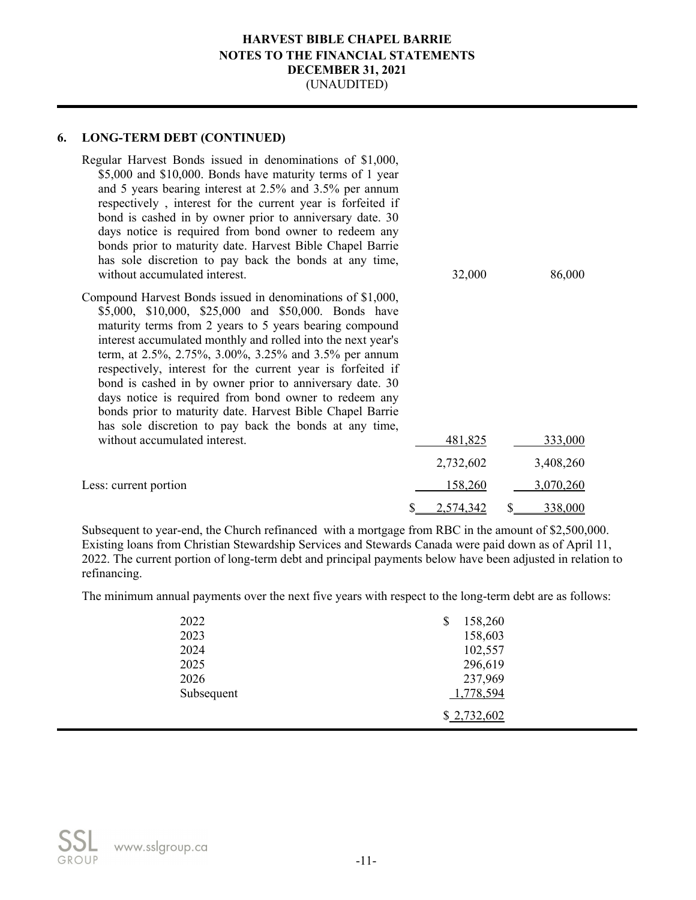## 6. LONG-TERM DEBT (CONTINUED)

| | | |
|---|---|---|
| Regular Harvest Bonds issued in denominations of $1,000, $5,000 and $10,000. Bonds have maturity terms of 1 year and 5 years bearing interest at 2.5% and 3.5% per annum respectively , interest for the current year is forfeited if bond is cashed in by owner prior to anniversary date. 30 days notice is required from bond owner to redeem any bonds prior to maturity date. Harvest Bible Chapel Barrie has sole discretion to pay back the bonds at any time, without accumulated interest. | 32,000 | 86,000 |
| Compound Harvest Bonds issued in denominations of $1,000, $5,000, $10,000, $25,000 and $50,000. Bonds have maturity terms from 2 years to 5 years bearing compound interest accumulated monthly and rolled into the next year's term, at 2.5%, 2.75%, 3.00%, 3.25% and 3.5% per annum respectively, interest for the current year is forfeited if bond is cashed in by owner prior to anniversary date. 30 days notice is required from bond owner to redeem any bonds prior to maturity date. Harvest Bible Chapel Barrie has sole discretion to pay back the bonds at any time, without accumulated interest. | 481,825 | 333,000 |
| | 2,732,602 | 3,408,260 |
| Less: current portion | 158,260 | 3,070,260 |
| | $ 2,574,342 | $ 338,000 |

Subsequent to year-end, the Church refinanced with a mortgage from RBC in the amount of $2,500,000. Existing loans from Christian Stewardship Services and Stewards Canada were paid down as of April 11, 2022. The current portion of long-term debt and principal payments below have been adjusted in relation to refinancing.

The minimum annual payments over the next five years with respect to the long-term debt are as follows:

| | |
|---|---|
| 2022 | $ 158,260 |
| 2023 | 158,603 |
| 2024 | 102,557 |
| 2025 | 296,619 |
| 2026 | 237,969 |
| Subsequent | 1,778,594 |
| | $ 2,732,602 |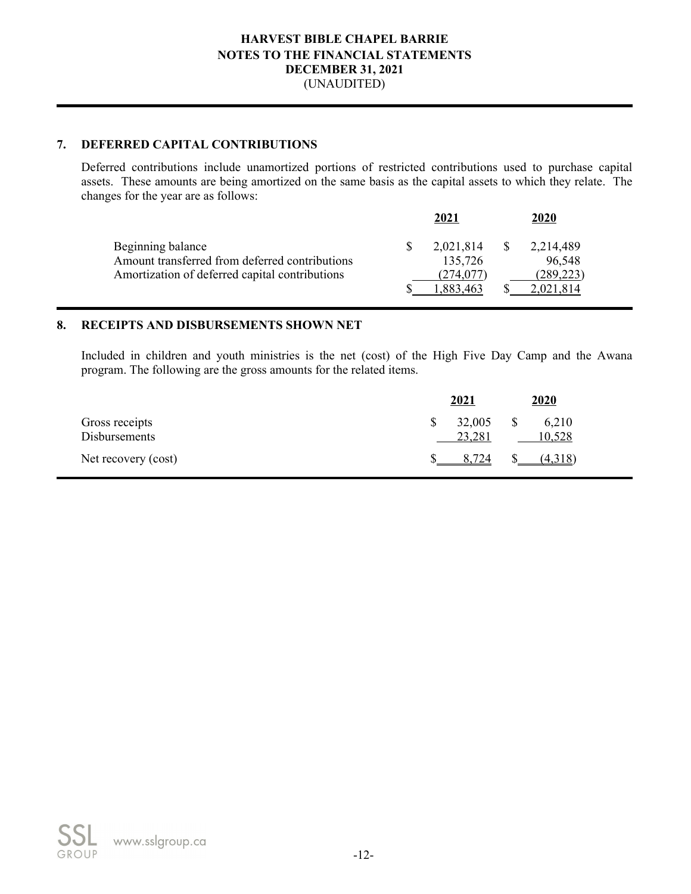# HARVEST BIBLE CHAPEL BARRIE
## NOTES TO THE FINANCIAL STATEMENTS
## DECEMBER 31, 2021
(UNAUDITED)

### 7. DEFERRED CAPITAL CONTRIBUTIONS

Deferred contributions include unamortized portions of restricted contributions used to purchase capital assets. These amounts are being amortized on the same basis as the capital assets to which they relate. The changes for the year are as follows:

| | 2021 | 2020 |
|---|---|---|
| Beginning balance | $ 2,021,814 | $ 2,214,489 |
| Amount transferred from deferred contributions | 135,726 | 96,548 |
| Amortization of deferred capital contributions | (274,077) | (289,223) |
| | $ 1,883,463 | $ 2,021,814 |

### 8. RECEIPTS AND DISBURSEMENTS SHOWN NET

Included in children and youth ministries is the net (cost) of the High Five Day Camp and the Awana program. The following are the gross amounts for the related items.

| | 2021 | 2020 |
|---|---|---|
| Gross receipts | $ 32,005 | $ 6,210 |
| Disbursements | 23,281 | 10,528 |
| Net recovery (cost) | $ 8,724 | $ (4,318) |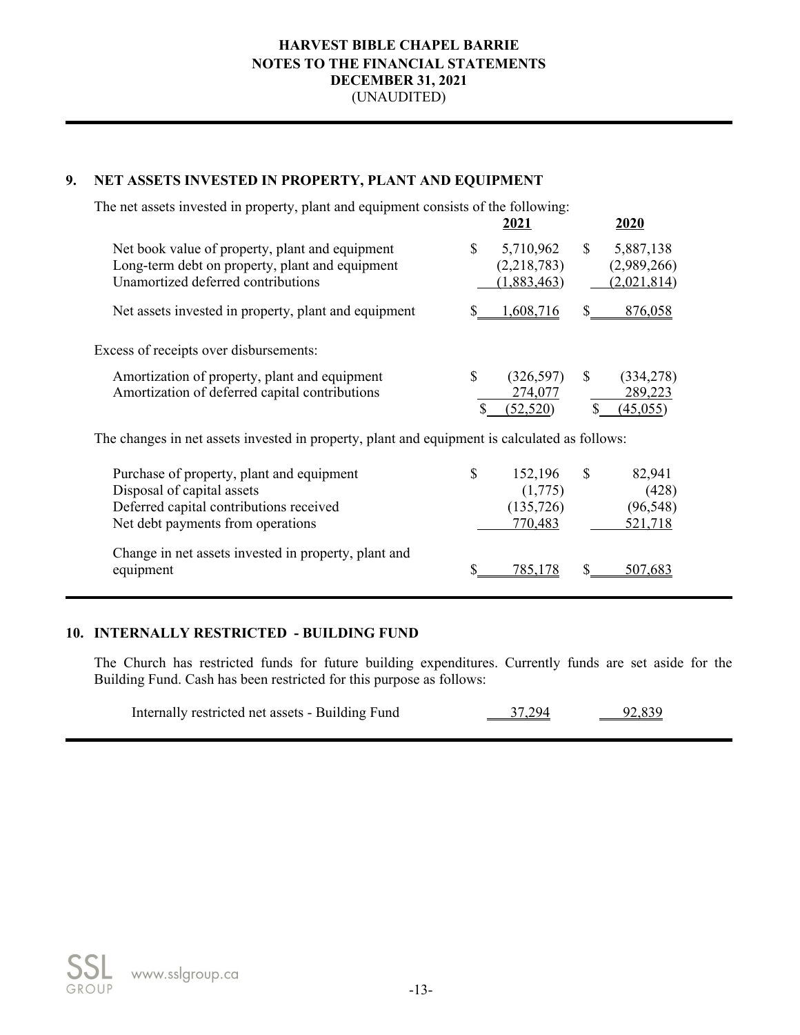## 9. NET ASSETS INVESTED IN PROPERTY, PLANT AND EQUIPMENT

The net assets invested in property, plant and equipment consists of the following:

| | 2021 | 2020 |
|---|---|---|
| Net book value of property, plant and equipment | $ 5,710,962 | $ 5,887,138 |
| Long-term debt on property, plant and equipment | (2,218,783) | (2,989,266) |
| Unamortized deferred contributions | (1,883,463) | (2,021,814) |
| Net assets invested in property, plant and equipment | $ 1,608,716 | $ 876,058 |
| Excess of receipts over disbursements: | | |
| Amortization of property, plant and equipment | $ (326,597) | $ (334,278) |
| Amortization of deferred capital contributions | 274,077 | 289,223 |
| | $ (52,520) | $ (45,055) |

The changes in net assets invested in property, plant and equipment is calculated as follows:

| | 2021 | 2020 |
|---|---|---|
| Purchase of property, plant and equipment | $ 152,196 | $ 82,941 |
| Disposal of capital assets | (1,775) | (428) |
| Deferred capital contributions received | (135,726) | (96,548) |
| Net debt payments from operations | 770,483 | 521,718 |
| Change in net assets invested in property, plant and equipment | $ 785,178 | $ 507,683 |

## 10. INTERNALLY RESTRICTED - BUILDING FUND

The Church has restricted funds for future building expenditures. Currently funds are set aside for the Building Fund. Cash has been restricted for this purpose as follows:

| | 2021 | 2020 |
|---|---|---|
| Internally restricted net assets - Building Fund | 37,294 | 92,839 |